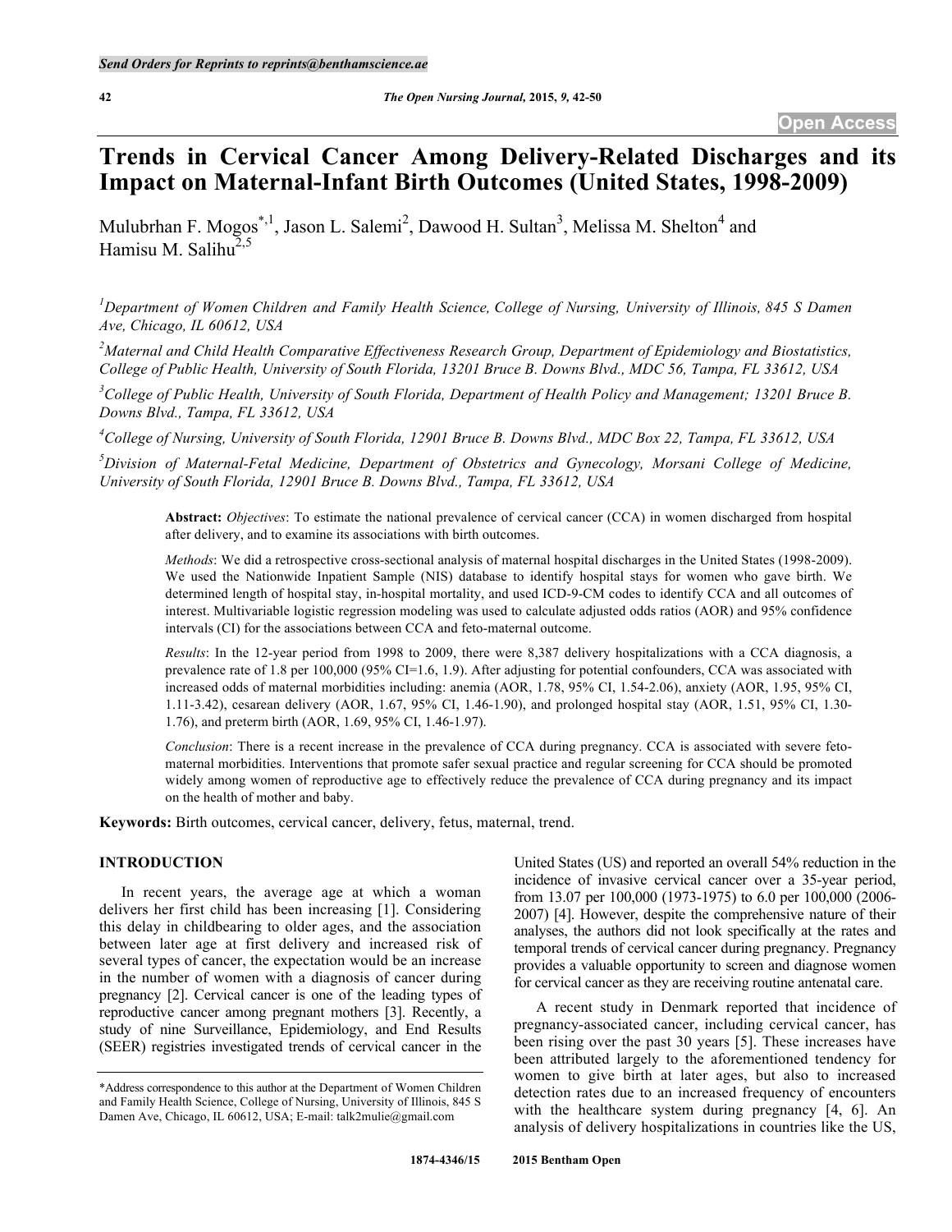# Trends in Cervical Cancer Among Delivery-Related Discharges and its Impact on Maternal-Infant Birth Outcomes (United States, 1998-2009)

Mulubrhan F. Mogos[*,1], Jason L. Salemi[2], Dawood H. Sultan[3], Melissa M. Shelton[4] and Hamisu M. Salihu[2,5]

[1]Department of Women Children and Family Health Science, College of Nursing, University of Illinois, 845 S Damen Ave, Chicago, IL 60612, USA

[2]Maternal and Child Health Comparative Effectiveness Research Group, Department of Epidemiology and Biostatistics, College of Public Health, University of South Florida, 13201 Bruce B. Downs Blvd., MDC 56, Tampa, FL 33612, USA

[3]College of Public Health, University of South Florida, Department of Health Policy and Management; 13201 Bruce B. Downs Blvd., Tampa, FL 33612, USA

[4]College of Nursing, University of South Florida, 12901 Bruce B. Downs Blvd., MDC Box 22, Tampa, FL 33612, USA

[5]Division of Maternal-Fetal Medicine, Department of Obstetrics and Gynecology, Morsani College of Medicine, University of South Florida, 12901 Bruce B. Downs Blvd., Tampa, FL 33612, USA

**Abstract:** *Objectives*: To estimate the national prevalence of cervical cancer (CCA) in women discharged from hospital after delivery, and to examine its associations with birth outcomes.

*Methods*: We did a retrospective cross-sectional analysis of maternal hospital discharges in the United States (1998-2009). We used the Nationwide Inpatient Sample (NIS) database to identify hospital stays for women who gave birth. We determined length of hospital stay, in-hospital mortality, and used ICD-9-CM codes to identify CCA and all outcomes of interest. Multivariable logistic regression modeling was used to calculate adjusted odds ratios (AOR) and 95% confidence intervals (CI) for the associations between CCA and feto-maternal outcome.

*Results*: In the 12-year period from 1998 to 2009, there were 8,387 delivery hospitalizations with a CCA diagnosis, a prevalence rate of 1.8 per 100,000 (95% CI=1.6, 1.9). After adjusting for potential confounders, CCA was associated with increased odds of maternal morbidities including: anemia (AOR, 1.78, 95% CI, 1.54-2.06), anxiety (AOR, 1.95, 95% CI, 1.11-3.42), cesarean delivery (AOR, 1.67, 95% CI, 1.46-1.90), and prolonged hospital stay (AOR, 1.51, 95% CI, 1.30-1.76), and preterm birth (AOR, 1.69, 95% CI, 1.46-1.97).

*Conclusion*: There is a recent increase in the prevalence of CCA during pregnancy. CCA is associated with severe feto-maternal morbidities. Interventions that promote safer sexual practice and regular screening for CCA should be promoted widely among women of reproductive age to effectively reduce the prevalence of CCA during pregnancy and its impact on the health of mother and baby.

**Keywords:** Birth outcomes, cervical cancer, delivery, fetus, maternal, trend.

## INTRODUCTION

In recent years, the average age at which a woman delivers her first child has been increasing [1]. Considering this delay in childbearing to older ages, and the association between later age at first delivery and increased risk of several types of cancer, the expectation would be an increase in the number of women with a diagnosis of cancer during pregnancy [2]. Cervical cancer is one of the leading types of reproductive cancer among pregnant mothers [3]. Recently, a study of nine Surveillance, Epidemiology, and End Results (SEER) registries investigated trends of cervical cancer in the United States (US) and reported an overall 54% reduction in the incidence of invasive cervical cancer over a 35-year period, from 13.07 per 100,000 (1973-1975) to 6.0 per 100,000 (2006-2007) [4]. However, despite the comprehensive nature of their analyses, the authors did not look specifically at the rates and temporal trends of cervical cancer during pregnancy. Pregnancy provides a valuable opportunity to screen and diagnose women for cervical cancer as they are receiving routine antenatal care.

A recent study in Denmark reported that incidence of pregnancy-associated cancer, including cervical cancer, has been rising over the past 30 years [5]. These increases have been attributed largely to the aforementioned tendency for women to give birth at later ages, but also to increased detection rates due to an increased frequency of encounters with the healthcare system during pregnancy [4, 6]. An analysis of delivery hospitalizations in countries like the US,

*Address correspondence to this author at the Department of Women Children and Family Health Science, College of Nursing, University of Illinois, 845 S Damen Ave, Chicago, IL 60612, USA; E-mail: talk2mulie@gmail.com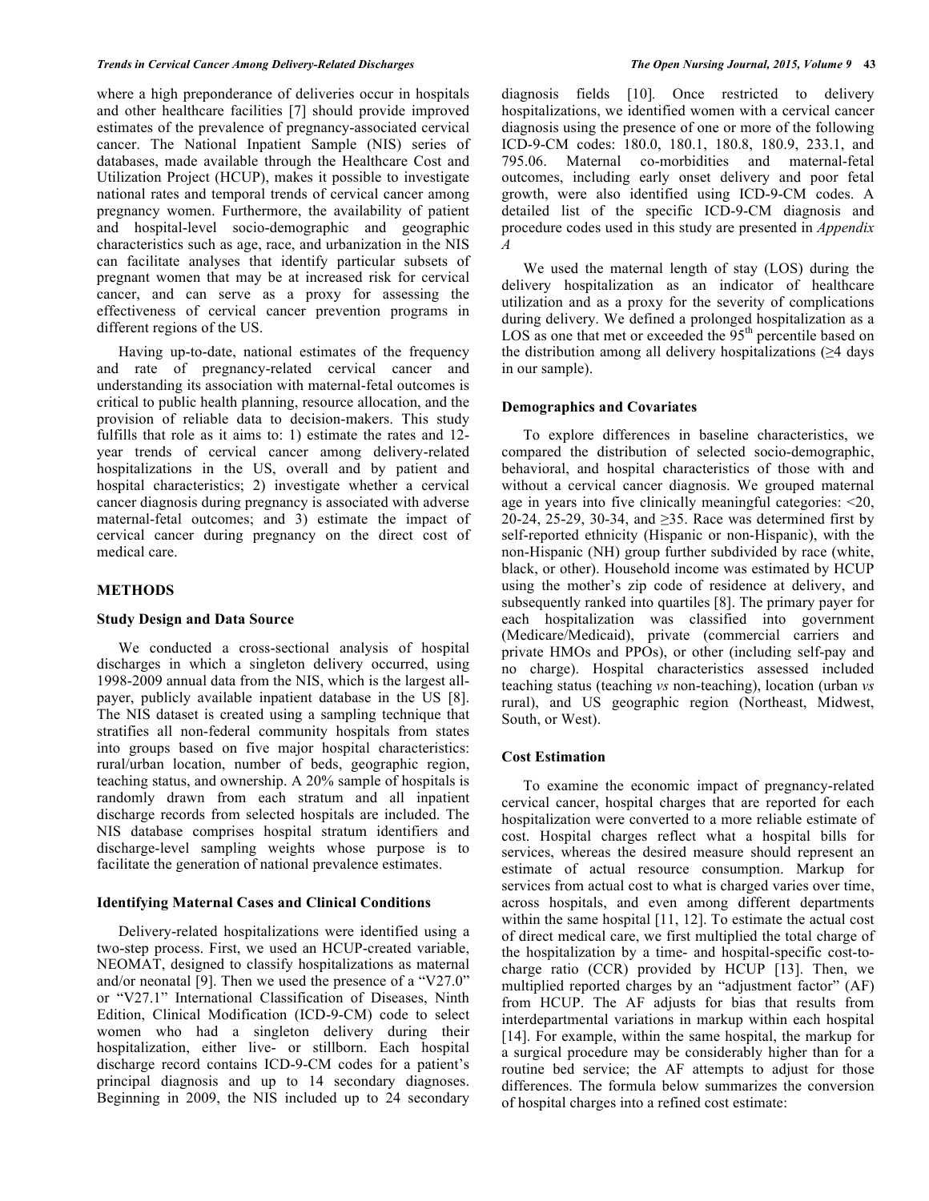where a high preponderance of deliveries occur in hospitals and other healthcare facilities [7] should provide improved estimates of the prevalence of pregnancy-associated cervical cancer. The National Inpatient Sample (NIS) series of databases, made available through the Healthcare Cost and Utilization Project (HCUP), makes it possible to investigate national rates and temporal trends of cervical cancer among pregnancy women. Furthermore, the availability of patient and hospital-level socio-demographic and geographic characteristics such as age, race, and urbanization in the NIS can facilitate analyses that identify particular subsets of pregnant women that may be at increased risk for cervical cancer, and can serve as a proxy for assessing the effectiveness of cervical cancer prevention programs in different regions of the US.

Having up-to-date, national estimates of the frequency and rate of pregnancy-related cervical cancer and understanding its association with maternal-fetal outcomes is critical to public health planning, resource allocation, and the provision of reliable data to decision-makers. This study fulfills that role as it aims to: 1) estimate the rates and 12-year trends of cervical cancer among delivery-related hospitalizations in the US, overall and by patient and hospital characteristics; 2) investigate whether a cervical cancer diagnosis during pregnancy is associated with adverse maternal-fetal outcomes; and 3) estimate the impact of cervical cancer during pregnancy on the direct cost of medical care.

## METHODS

### Study Design and Data Source

We conducted a cross-sectional analysis of hospital discharges in which a singleton delivery occurred, using 1998-2009 annual data from the NIS, which is the largest all-payer, publicly available inpatient database in the US [8]. The NIS dataset is created using a sampling technique that stratifies all non-federal community hospitals from states into groups based on five major hospital characteristics: rural/urban location, number of beds, geographic region, teaching status, and ownership. A 20% sample of hospitals is randomly drawn from each stratum and all inpatient discharge records from selected hospitals are included. The NIS database comprises hospital stratum identifiers and discharge-level sampling weights whose purpose is to facilitate the generation of national prevalence estimates.

### Identifying Maternal Cases and Clinical Conditions

Delivery-related hospitalizations were identified using a two-step process. First, we used an HCUP-created variable, NEOMAT, designed to classify hospitalizations as maternal and/or neonatal [9]. Then we used the presence of a "V27.0" or "V27.1" International Classification of Diseases, Ninth Edition, Clinical Modification (ICD-9-CM) code to select women who had a singleton delivery during their hospitalization, either live- or stillborn. Each hospital discharge record contains ICD-9-CM codes for a patient's principal diagnosis and up to 14 secondary diagnoses. Beginning in 2009, the NIS included up to 24 secondary diagnosis fields [10]. Once restricted to delivery hospitalizations, we identified women with a cervical cancer diagnosis using the presence of one or more of the following ICD-9-CM codes: 180.0, 180.1, 180.8, 180.9, 233.1, and 795.06. Maternal co-morbidities and maternal-fetal outcomes, including early onset delivery and poor fetal growth, were also identified using ICD-9-CM codes. A detailed list of the specific ICD-9-CM diagnosis and procedure codes used in this study are presented in *Appendix A*

We used the maternal length of stay (LOS) during the delivery hospitalization as an indicator of healthcare utilization and as a proxy for the severity of complications during delivery. We defined a prolonged hospitalization as a LOS as one that met or exceeded the 95$^{th}$ percentile based on the distribution among all delivery hospitalizations (≥4 days in our sample).

### Demographics and Covariates

To explore differences in baseline characteristics, we compared the distribution of selected socio-demographic, behavioral, and hospital characteristics of those with and without a cervical cancer diagnosis. We grouped maternal age in years into five clinically meaningful categories: <20, 20-24, 25-29, 30-34, and ≥35. Race was determined first by self-reported ethnicity (Hispanic or non-Hispanic), with the non-Hispanic (NH) group further subdivided by race (white, black, or other). Household income was estimated by HCUP using the mother's zip code of residence at delivery, and subsequently ranked into quartiles [8]. The primary payer for each hospitalization was classified into government (Medicare/Medicaid), private (commercial carriers and private HMOs and PPOs), or other (including self-pay and no charge). Hospital characteristics assessed included teaching status (teaching *vs* non-teaching), location (urban *vs* rural), and US geographic region (Northeast, Midwest, South, or West).

### Cost Estimation

To examine the economic impact of pregnancy-related cervical cancer, hospital charges that are reported for each hospitalization were converted to a more reliable estimate of cost. Hospital charges reflect what a hospital bills for services, whereas the desired measure should represent an estimate of actual resource consumption. Markup for services from actual cost to what is charged varies over time, across hospitals, and even among different departments within the same hospital [11, 12]. To estimate the actual cost of direct medical care, we first multiplied the total charge of the hospitalization by a time- and hospital-specific cost-to-charge ratio (CCR) provided by HCUP [13]. Then, we multiplied reported charges by an "adjustment factor" (AF) from HCUP. The AF adjusts for bias that results from interdepartmental variations in markup within each hospital [14]. For example, within the same hospital, the markup for a surgical procedure may be considerably higher than for a routine bed service; the AF attempts to adjust for those differences. The formula below summarizes the conversion of hospital charges into a refined cost estimate: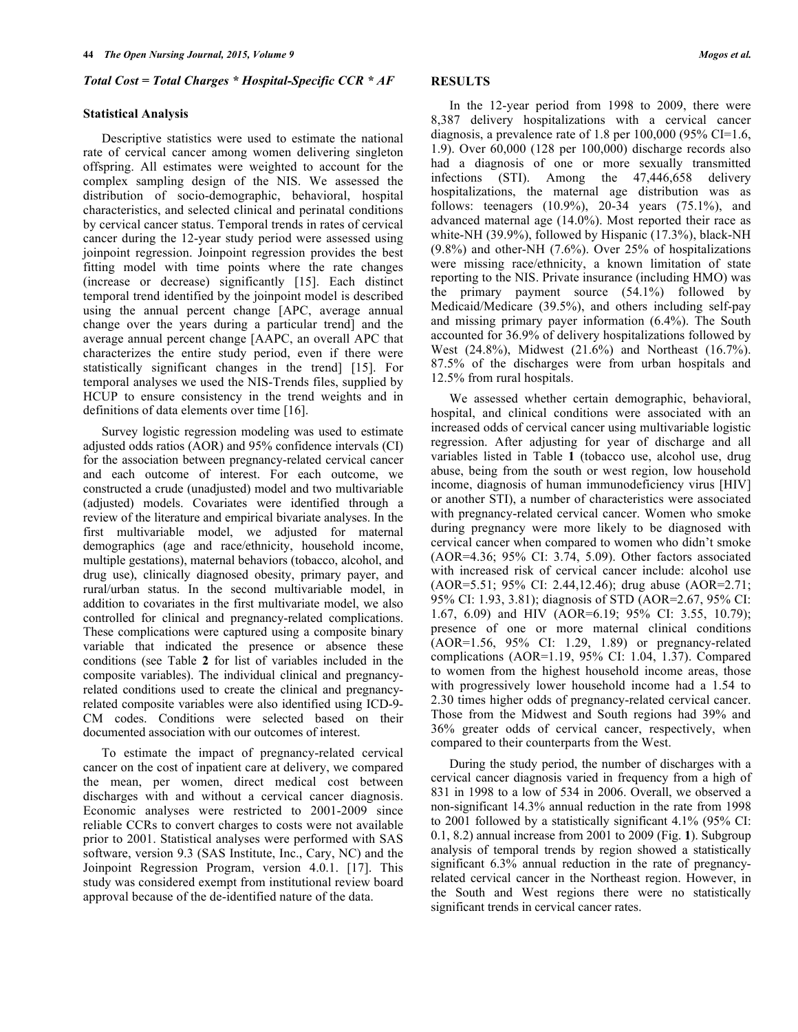*Total Cost = Total Charges * Hospital-Specific CCR * AF*

### Statistical Analysis

Descriptive statistics were used to estimate the national rate of cervical cancer among women delivering singleton offspring. All estimates were weighted to account for the complex sampling design of the NIS. We assessed the distribution of socio-demographic, behavioral, hospital characteristics, and selected clinical and perinatal conditions by cervical cancer status. Temporal trends in rates of cervical cancer during the 12-year study period were assessed using joinpoint regression. Joinpoint regression provides the best fitting model with time points where the rate changes (increase or decrease) significantly [15]. Each distinct temporal trend identified by the joinpoint model is described using the annual percent change [APC, average annual change over the years during a particular trend] and the average annual percent change [AAPC, an overall APC that characterizes the entire study period, even if there were statistically significant changes in the trend] [15]. For temporal analyses we used the NIS-Trends files, supplied by HCUP to ensure consistency in the trend weights and in definitions of data elements over time [16].

Survey logistic regression modeling was used to estimate adjusted odds ratios (AOR) and 95% confidence intervals (CI) for the association between pregnancy-related cervical cancer and each outcome of interest. For each outcome, we constructed a crude (unadjusted) model and two multivariable (adjusted) models. Covariates were identified through a review of the literature and empirical bivariate analyses. In the first multivariable model, we adjusted for maternal demographics (age and race/ethnicity, household income, multiple gestations), maternal behaviors (tobacco, alcohol, and drug use), clinically diagnosed obesity, primary payer, and rural/urban status. In the second multivariable model, in addition to covariates in the first multivariate model, we also controlled for clinical and pregnancy-related complications. These complications were captured using a composite binary variable that indicated the presence or absence these conditions (see Table **2** for list of variables included in the composite variables). The individual clinical and pregnancy-related conditions used to create the clinical and pregnancy-related composite variables were also identified using ICD-9-CM codes. Conditions were selected based on their documented association with our outcomes of interest.

To estimate the impact of pregnancy-related cervical cancer on the cost of inpatient care at delivery, we compared the mean, per women, direct medical cost between discharges with and without a cervical cancer diagnosis. Economic analyses were restricted to 2001-2009 since reliable CCRs to convert charges to costs were not available prior to 2001. Statistical analyses were performed with SAS software, version 9.3 (SAS Institute, Inc., Cary, NC) and the Joinpoint Regression Program, version 4.0.1. [17]. This study was considered exempt from institutional review board approval because of the de-identified nature of the data.

## RESULTS

In the 12-year period from 1998 to 2009, there were 8,387 delivery hospitalizations with a cervical cancer diagnosis, a prevalence rate of 1.8 per 100,000 (95% CI=1.6, 1.9). Over 60,000 (128 per 100,000) discharge records also had a diagnosis of one or more sexually transmitted infections (STI). Among the 47,446,658 delivery hospitalizations, the maternal age distribution was as follows: teenagers (10.9%), 20-34 years (75.1%), and advanced maternal age (14.0%). Most reported their race as white-NH (39.9%), followed by Hispanic (17.3%), black-NH (9.8%) and other-NH (7.6%). Over 25% of hospitalizations were missing race/ethnicity, a known limitation of state reporting to the NIS. Private insurance (including HMO) was the primary payment source (54.1%) followed by Medicaid/Medicare (39.5%), and others including self-pay and missing primary payer information (6.4%). The South accounted for 36.9% of delivery hospitalizations followed by West (24.8%), Midwest (21.6%) and Northeast (16.7%). 87.5% of the discharges were from urban hospitals and 12.5% from rural hospitals.

We assessed whether certain demographic, behavioral, hospital, and clinical conditions were associated with an increased odds of cervical cancer using multivariable logistic regression. After adjusting for year of discharge and all variables listed in Table **1** (tobacco use, alcohol use, drug abuse, being from the south or west region, low household income, diagnosis of human immunodeficiency virus [HIV] or another STI), a number of characteristics were associated with pregnancy-related cervical cancer. Women who smoke during pregnancy were more likely to be diagnosed with cervical cancer when compared to women who didn't smoke (AOR=4.36; 95% CI: 3.74, 5.09). Other factors associated with increased risk of cervical cancer include: alcohol use (AOR=5.51; 95% CI: 2.44,12.46); drug abuse (AOR=2.71; 95% CI: 1.93, 3.81); diagnosis of STD (AOR=2.67, 95% CI: 1.67, 6.09) and HIV (AOR=6.19; 95% CI: 3.55, 10.79); presence of one or more maternal clinical conditions (AOR=1.56, 95% CI: 1.29, 1.89) or pregnancy-related complications (AOR=1.19, 95% CI: 1.04, 1.37). Compared to women from the highest household income areas, those with progressively lower household income had a 1.54 to 2.30 times higher odds of pregnancy-related cervical cancer. Those from the Midwest and South regions had 39% and 36% greater odds of cervical cancer, respectively, when compared to their counterparts from the West.

During the study period, the number of discharges with a cervical cancer diagnosis varied in frequency from a high of 831 in 1998 to a low of 534 in 2006. Overall, we observed a non-significant 14.3% annual reduction in the rate from 1998 to 2001 followed by a statistically significant 4.1% (95% CI: 0.1, 8.2) annual increase from 2001 to 2009 (Fig. **1**). Subgroup analysis of temporal trends by region showed a statistically significant 6.3% annual reduction in the rate of pregnancy-related cervical cancer in the Northeast region. However, in the South and West regions there were no statistically significant trends in cervical cancer rates.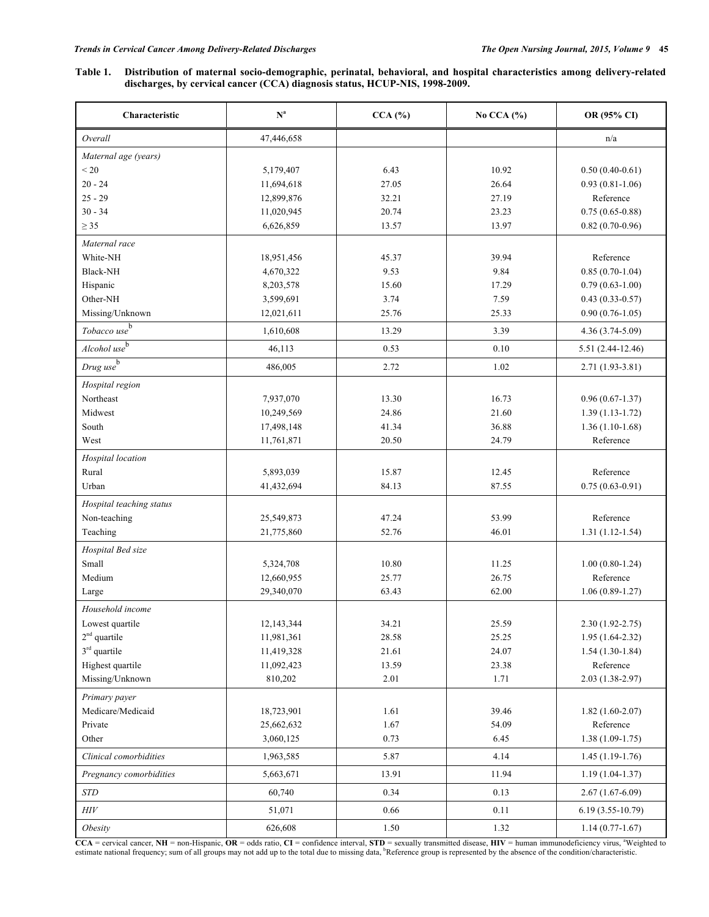**Table 1. Distribution of maternal socio-demographic, perinatal, behavioral, and hospital characteristics among delivery-related discharges, by cervical cancer (CCA) diagnosis status, HCUP-NIS, 1998-2009.**

| Characteristic | N[a] | CCA (%) | No CCA (%) | OR (95% CI) |
|---|---|---|---|---|
| *Overall* | 47,446,658 | | | n/a |
| *Maternal age (years)* | | | | |
| < 20 | 5,179,407 | 6.43 | 10.92 | 0.50 (0.40-0.61) |
| 20 - 24 | 11,694,618 | 27.05 | 26.64 | 0.93 (0.81-1.06) |
| 25 - 29 | 12,899,876 | 32.21 | 27.19 | Reference |
| 30 - 34 | 11,020,945 | 20.74 | 23.23 | 0.75 (0.65-0.88) |
| ≥ 35 | 6,626,859 | 13.57 | 13.97 | 0.82 (0.70-0.96) |
| *Maternal race* | | | | |
| White-NH | 18,951,456 | 45.37 | 39.94 | Reference |
| Black-NH | 4,670,322 | 9.53 | 9.84 | 0.85 (0.70-1.04) |
| Hispanic | 8,203,578 | 15.60 | 17.29 | 0.79 (0.63-1.00) |
| Other-NH | 3,599,691 | 3.74 | 7.59 | 0.43 (0.33-0.57) |
| Missing/Unknown | 12,021,611 | 25.76 | 25.33 | 0.90 (0.76-1.05) |
| *Tobacco use*[b] | 1,610,608 | 13.29 | 3.39 | 4.36 (3.74-5.09) |
| *Alcohol use*[b] | 46,113 | 0.53 | 0.10 | 5.51 (2.44-12.46) |
| *Drug use*[b] | 486,005 | 2.72 | 1.02 | 2.71 (1.93-3.81) |
| *Hospital region* | | | | |
| Northeast | 7,937,070 | 13.30 | 16.73 | 0.96 (0.67-1.37) |
| Midwest | 10,249,569 | 24.86 | 21.60 | 1.39 (1.13-1.72) |
| South | 17,498,148 | 41.34 | 36.88 | 1.36 (1.10-1.68) |
| West | 11,761,871 | 20.50 | 24.79 | Reference |
| *Hospital location* | | | | |
| Rural | 5,893,039 | 15.87 | 12.45 | Reference |
| Urban | 41,432,694 | 84.13 | 87.55 | 0.75 (0.63-0.91) |
| *Hospital teaching status* | | | | |
| Non-teaching | 25,549,873 | 47.24 | 53.99 | Reference |
| Teaching | 21,775,860 | 52.76 | 46.01 | 1.31 (1.12-1.54) |
| *Hospital Bed size* | | | | |
| Small | 5,324,708 | 10.80 | 11.25 | 1.00 (0.80-1.24) |
| Medium | 12,660,955 | 25.77 | 26.75 | Reference |
| Large | 29,340,070 | 63.43 | 62.00 | 1.06 (0.89-1.27) |
| *Household income* | | | | |
| Lowest quartile | 12,143,344 | 34.21 | 25.59 | 2.30 (1.92-2.75) |
| 2nd quartile | 11,981,361 | 28.58 | 25.25 | 1.95 (1.64-2.32) |
| 3rd quartile | 11,419,328 | 21.61 | 24.07 | 1.54 (1.30-1.84) |
| Highest quartile | 11,092,423 | 13.59 | 23.38 | Reference |
| Missing/Unknown | 810,202 | 2.01 | 1.71 | 2.03 (1.38-2.97) |
| *Primary payer* | | | | |
| Medicare/Medicaid | 18,723,901 | 1.61 | 39.46 | 1.82 (1.60-2.07) |
| Private | 25,662,632 | 1.67 | 54.09 | Reference |
| Other | 3,060,125 | 0.73 | 6.45 | 1.38 (1.09-1.75) |
| *Clinical comorbidities* | 1,963,585 | 5.87 | 4.14 | 1.45 (1.19-1.76) |
| *Pregnancy comorbidities* | 5,663,671 | 13.91 | 11.94 | 1.19 (1.04-1.37) |
| *STD* | 60,740 | 0.34 | 0.13 | 2.67 (1.67-6.09) |
| *HIV* | 51,071 | 0.66 | 0.11 | 6.19 (3.55-10.79) |
| *Obesity* | 626,608 | 1.50 | 1.32 | 1.14 (0.77-1.67) |

**CCA** = cervical cancer, **NH** = non-Hispanic, **OR** = odds ratio, **CI** = confidence interval, **STD** = sexually transmitted disease, **HIV** = human immunodeficiency virus, [a]Weighted to estimate national frequency; sum of all groups may not add up to the total due to missing data, [b]Reference group is represented by the absence of the condition/characteristic.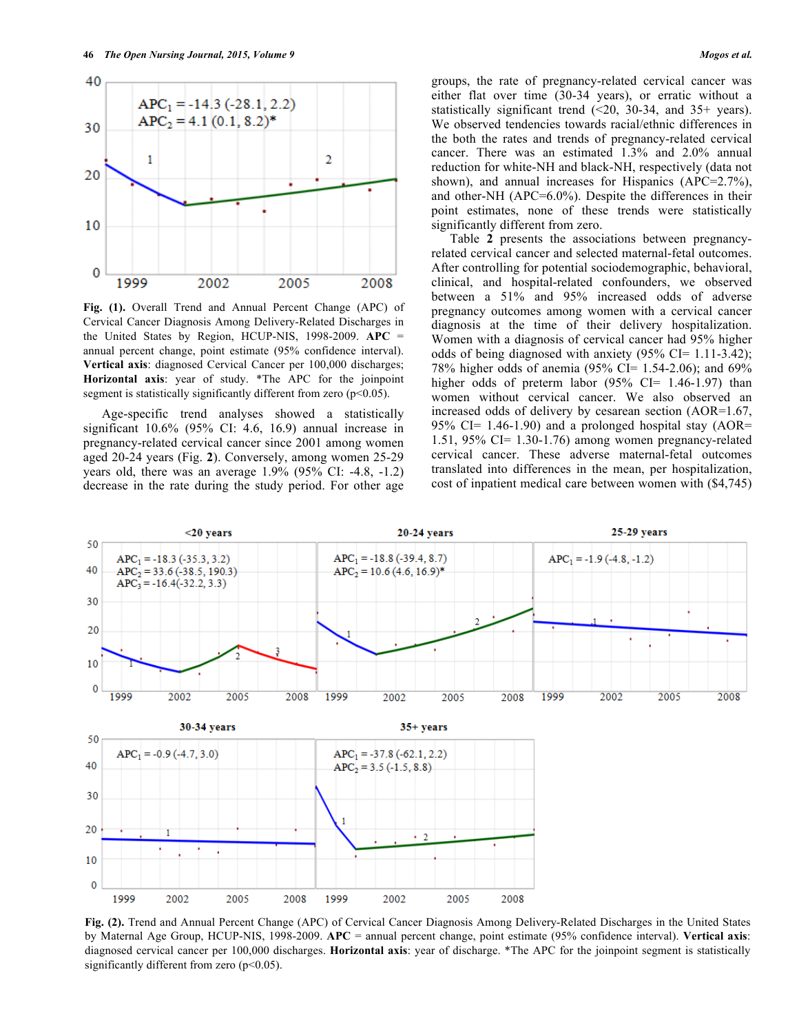**Fig. (1).** Overall Trend and Annual Percent Change (APC) of Cervical Cancer Diagnosis Among Delivery-Related Discharges in the United States by Region, HCUP-NIS, 1998-2009. **APC** = annual percent change, point estimate (95% confidence interval). **Vertical axis**: diagnosed Cervical Cancer per 100,000 discharges; **Horizontal axis**: year of study. *The APC for the joinpoint segment is statistically significantly different from zero ($p<0.05$).

Age-specific trend analyses showed a statistically significant 10.6% (95% CI: 4.6, 16.9) annual increase in pregnancy-related cervical cancer since 2001 among women aged 20-24 years (Fig. **2**). Conversely, among women 25-29 years old, there was an average 1.9% (95% CI: -4.8, -1.2) decrease in the rate during the study period. For other age groups, the rate of pregnancy-related cervical cancer was either flat over time (30-34 years), or erratic without a statistically significant trend (<20, 30-34, and 35+ years). We observed tendencies towards racial/ethnic differences in the both the rates and trends of pregnancy-related cervical cancer. There was an estimated 1.3% and 2.0% annual reduction for white-NH and black-NH, respectively (data not shown), and annual increases for Hispanics (APC=2.7%), and other-NH (APC=6.0%). Despite the differences in their point estimates, none of these trends were statistically significantly different from zero.

Table **2** presents the associations between pregnancy-related cervical cancer and selected maternal-fetal outcomes. After controlling for potential sociodemographic, behavioral, clinical, and hospital-related confounders, we observed between a 51% and 95% increased odds of adverse pregnancy outcomes among women with a cervical cancer diagnosis at the time of their delivery hospitalization. Women with a diagnosis of cervical cancer had 95% higher odds of being diagnosed with anxiety (95% CI= 1.11-3.42); 78% higher odds of anemia (95% CI= 1.54-2.06); and 69% higher odds of preterm labor (95% CI= 1.46-1.97) than women without cervical cancer. We also observed an increased odds of delivery by cesarean section (AOR=1.67, 95% CI= 1.46-1.90) and a prolonged hospital stay (AOR= 1.51, 95% CI= 1.30-1.76) among women pregnancy-related cervical cancer. These adverse maternal-fetal outcomes translated into differences in the mean, per hospitalization, cost of inpatient medical care between women with ($4,745)

**Fig. (2).** Trend and Annual Percent Change (APC) of Cervical Cancer Diagnosis Among Delivery-Related Discharges in the United States by Maternal Age Group, HCUP-NIS, 1998-2009. **APC** = annual percent change, point estimate (95% confidence interval). **Vertical axis**: diagnosed cervical cancer per 100,000 discharges. **Horizontal axis**: year of discharge. *The APC for the joinpoint segment is statistically significantly different from zero ($p<0.05$).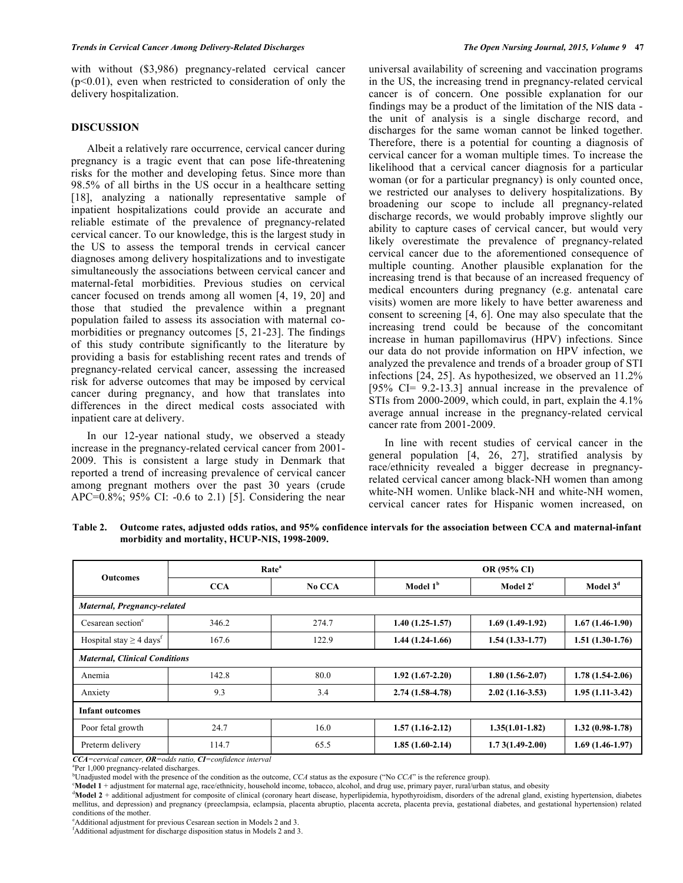with without ($3,986) pregnancy-related cervical cancer ($p<0.01$), even when restricted to consideration of only the delivery hospitalization.

## DISCUSSION

Albeit a relatively rare occurrence, cervical cancer during pregnancy is a tragic event that can pose life-threatening risks for the mother and developing fetus. Since more than 98.5% of all births in the US occur in a healthcare setting [18], analyzing a nationally representative sample of inpatient hospitalizations could provide an accurate and reliable estimate of the prevalence of pregnancy-related cervical cancer. To our knowledge, this is the largest study in the US to assess the temporal trends in cervical cancer diagnoses among delivery hospitalizations and to investigate simultaneously the associations between cervical cancer and maternal-fetal morbidities. Previous studies on cervical cancer focused on trends among all women [4, 19, 20] and those that studied the prevalence within a pregnant population failed to assess its association with maternal co-morbidities or pregnancy outcomes [5, 21-23]. The findings of this study contribute significantly to the literature by providing a basis for establishing recent rates and trends of pregnancy-related cervical cancer, assessing the increased risk for adverse outcomes that may be imposed by cervical cancer during pregnancy, and how that translates into differences in the direct medical costs associated with inpatient care at delivery.

In our 12-year national study, we observed a steady increase in the pregnancy-related cervical cancer from 2001-2009. This is consistent a large study in Denmark that reported a trend of increasing prevalence of cervical cancer among pregnant mothers over the past 30 years (crude APC=0.8%; 95% CI: -0.6 to 2.1) [5]. Considering the near universal availability of screening and vaccination programs in the US, the increasing trend in pregnancy-related cervical cancer is of concern. One possible explanation for our findings may be a product of the limitation of the NIS data - the unit of analysis is a single discharge record, and discharges for the same woman cannot be linked together. Therefore, there is a potential for counting a diagnosis of cervical cancer for a woman multiple times. To increase the likelihood that a cervical cancer diagnosis for a particular woman (or for a particular pregnancy) is only counted once, we restricted our analyses to delivery hospitalizations. By broadening our scope to include all pregnancy-related discharge records, we would probably improve slightly our ability to capture cases of cervical cancer, but would very likely overestimate the prevalence of pregnancy-related cervical cancer due to the aforementioned consequence of multiple counting. Another plausible explanation for the increasing trend is that because of an increased frequency of medical encounters during pregnancy (e.g. antenatal care visits) women are more likely to have better awareness and consent to screening [4, 6]. One may also speculate that the increasing trend could be because of the concomitant increase in human papillomavirus (HPV) infections. Since our data do not provide information on HPV infection, we analyzed the prevalence and trends of a broader group of STI infections [24, 25]. As hypothesized, we observed an 11.2% [95% CI= 9.2-13.3] annual increase in the prevalence of STIs from 2000-2009, which could, in part, explain the 4.1% average annual increase in the pregnancy-related cervical cancer rate from 2001-2009.

In line with recent studies of cervical cancer in the general population [4, 26, 27], stratified analysis by race/ethnicity revealed a bigger decrease in pregnancy-related cervical cancer among black-NH women than among white-NH women. Unlike black-NH and white-NH women, cervical cancer rates for Hispanic women increased, on

**Table 2. Outcome rates, adjusted odds ratios, and 95% confidence intervals for the association between CCA and maternal-infant morbidity and mortality, HCUP-NIS, 1998-2009.**

| Outcomes | Rate[a] | | OR (95% CI) | | |
|---|---|---|---|---|---|
| | CCA | No CCA | Model 1[b] | Model 2[c] | Model 3[d] |
| ***Maternal, Pregnancy-related*** | | | | | |
| Cesarean section[e] | 346.2 | 274.7 | **1.40 (1.25-1.57)** | **1.69 (1.49-1.92)** | **1.67 (1.46-1.90)** |
| Hospital stay ≥ 4 days[f] | 167.6 | 122.9 | **1.44 (1.24-1.66)** | **1.54 (1.33-1.77)** | **1.51 (1.30-1.76)** |
| ***Maternal, Clinical Conditions*** | | | | | |
| Anemia | 142.8 | 80.0 | **1.92 (1.67-2.20)** | **1.80 (1.56-2.07)** | **1.78 (1.54-2.06)** |
| Anxiety | 9.3 | 3.4 | **2.74 (1.58-4.78)** | **2.02 (1.16-3.53)** | **1.95 (1.11-3.42)** |
| **Infant outcomes** | | | | | |
| Poor fetal growth | 24.7 | 16.0 | **1.57 (1.16-2.12)** | **1.35(1.01-1.82)** | 1.32 (0.98-1.78) |
| Preterm delivery | 114.7 | 65.5 | **1.85 (1.60-2.14)** | **1.7 3(1.49-2.00)** | **1.69 (1.46-1.97)** |

***CCA****=cervical cancer,* ***OR****=odds ratio,* ***CI****=confidence interval*

[a]Per 1,000 pregnancy-related discharges.

[b]Unadjusted model with the presence of the condition as the outcome, *CCA* status as the exposure ("No *CCA*" is the reference group).

[c]**Model 1** + adjustment for maternal age, race/ethnicity, household income, tobacco, alcohol, and drug use, primary payer, rural/urban status, and obesity

[d]**Model 2** + additional adjustment for composite of clinical (coronary heart disease, hyperlipidemia, hypothyroidism, disorders of the adrenal gland, existing hypertension, diabetes mellitus, and depression) and pregnancy (preeclampsia, eclampsia, placenta abruptio, placenta accreta, placenta previa, gestational diabetes, and gestational hypertension) related conditions of the mother.

[e]Additional adjustment for previous Cesarean section in Models 2 and 3.

[f]Additional adjustment for discharge disposition status in Models 2 and 3.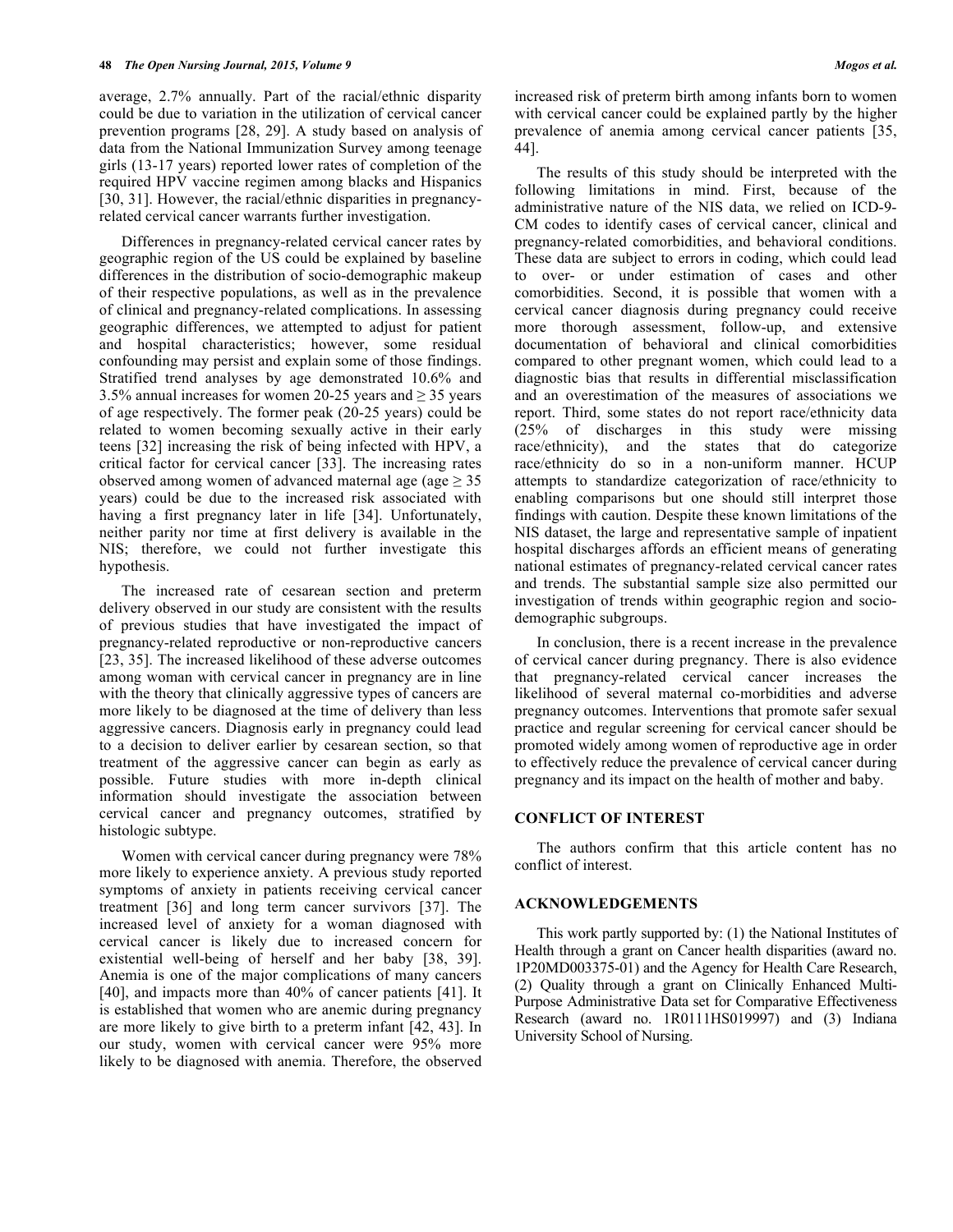average, 2.7% annually. Part of the racial/ethnic disparity could be due to variation in the utilization of cervical cancer prevention programs [28, 29]. A study based on analysis of data from the National Immunization Survey among teenage girls (13-17 years) reported lower rates of completion of the required HPV vaccine regimen among blacks and Hispanics [30, 31]. However, the racial/ethnic disparities in pregnancy-related cervical cancer warrants further investigation.

Differences in pregnancy-related cervical cancer rates by geographic region of the US could be explained by baseline differences in the distribution of socio-demographic makeup of their respective populations, as well as in the prevalence of clinical and pregnancy-related complications. In assessing geographic differences, we attempted to adjust for patient and hospital characteristics; however, some residual confounding may persist and explain some of those findings. Stratified trend analyses by age demonstrated 10.6% and 3.5% annual increases for women 20-25 years and ≥ 35 years of age respectively. The former peak (20-25 years) could be related to women becoming sexually active in their early teens [32] increasing the risk of being infected with HPV, a critical factor for cervical cancer [33]. The increasing rates observed among women of advanced maternal age (age ≥ 35 years) could be due to the increased risk associated with having a first pregnancy later in life [34]. Unfortunately, neither parity nor time at first delivery is available in the NIS; therefore, we could not further investigate this hypothesis.

The increased rate of cesarean section and preterm delivery observed in our study are consistent with the results of previous studies that have investigated the impact of pregnancy-related reproductive or non-reproductive cancers [23, 35]. The increased likelihood of these adverse outcomes among woman with cervical cancer in pregnancy are in line with the theory that clinically aggressive types of cancers are more likely to be diagnosed at the time of delivery than less aggressive cancers. Diagnosis early in pregnancy could lead to a decision to deliver earlier by cesarean section, so that treatment of the aggressive cancer can begin as early as possible. Future studies with more in-depth clinical information should investigate the association between cervical cancer and pregnancy outcomes, stratified by histologic subtype.

Women with cervical cancer during pregnancy were 78% more likely to experience anxiety. A previous study reported symptoms of anxiety in patients receiving cervical cancer treatment [36] and long term cancer survivors [37]. The increased level of anxiety for a woman diagnosed with cervical cancer is likely due to increased concern for existential well-being of herself and her baby [38, 39]. Anemia is one of the major complications of many cancers [40], and impacts more than 40% of cancer patients [41]. It is established that women who are anemic during pregnancy are more likely to give birth to a preterm infant [42, 43]. In our study, women with cervical cancer were 95% more likely to be diagnosed with anemia. Therefore, the observed increased risk of preterm birth among infants born to women with cervical cancer could be explained partly by the higher prevalence of anemia among cervical cancer patients [35, 44].

The results of this study should be interpreted with the following limitations in mind. First, because of the administrative nature of the NIS data, we relied on ICD-9-CM codes to identify cases of cervical cancer, clinical and pregnancy-related comorbidities, and behavioral conditions. These data are subject to errors in coding, which could lead to over- or under estimation of cases and other comorbidities. Second, it is possible that women with a cervical cancer diagnosis during pregnancy could receive more thorough assessment, follow-up, and extensive documentation of behavioral and clinical comorbidities compared to other pregnant women, which could lead to a diagnostic bias that results in differential misclassification and an overestimation of the measures of associations we report. Third, some states do not report race/ethnicity data (25% of discharges in this study were missing race/ethnicity), and the states that do categorize race/ethnicity do so in a non-uniform manner. HCUP attempts to standardize categorization of race/ethnicity to enabling comparisons but one should still interpret those findings with caution. Despite these known limitations of the NIS dataset, the large and representative sample of inpatient hospital discharges affords an efficient means of generating national estimates of pregnancy-related cervical cancer rates and trends. The substantial sample size also permitted our investigation of trends within geographic region and socio-demographic subgroups.

In conclusion, there is a recent increase in the prevalence of cervical cancer during pregnancy. There is also evidence that pregnancy-related cervical cancer increases the likelihood of several maternal co-morbidities and adverse pregnancy outcomes. Interventions that promote safer sexual practice and regular screening for cervical cancer should be promoted widely among women of reproductive age in order to effectively reduce the prevalence of cervical cancer during pregnancy and its impact on the health of mother and baby.

## CONFLICT OF INTEREST

The authors confirm that this article content has no conflict of interest.

## ACKNOWLEDGEMENTS

This work partly supported by: (1) the National Institutes of Health through a grant on Cancer health disparities (award no. 1P20MD003375-01) and the Agency for Health Care Research, (2) Quality through a grant on Clinically Enhanced Multi-Purpose Administrative Data set for Comparative Effectiveness Research (award no. 1R0111HS019997) and (3) Indiana University School of Nursing.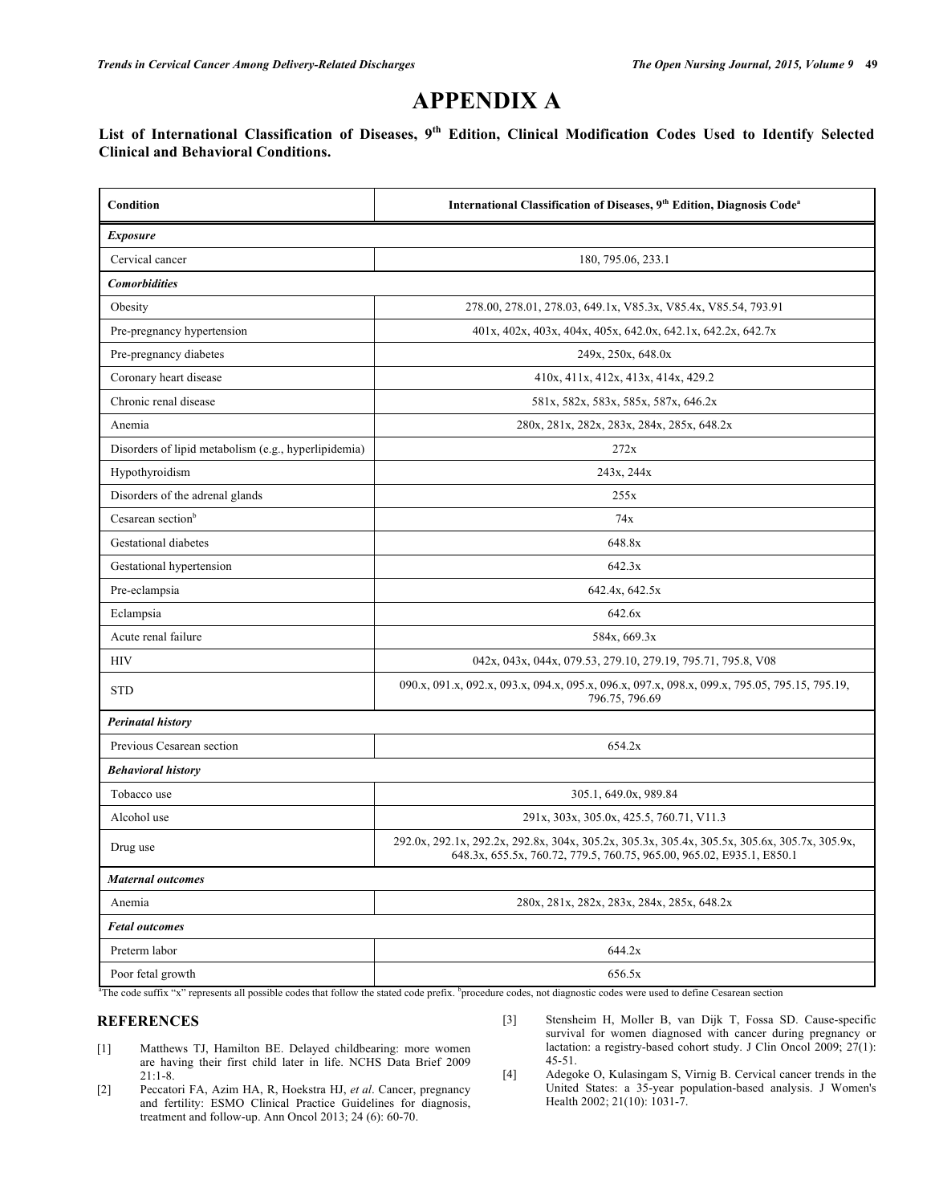# APPENDIX A

**List of International Classification of Diseases, 9th Edition, Clinical Modification Codes Used to Identify Selected Clinical and Behavioral Conditions.**

| Condition | International Classification of Diseases, 9th Edition, Diagnosis Code[a] |
|---|---|
| ***Exposure*** | |
| Cervical cancer | 180, 795.06, 233.1 |
| ***Comorbidities*** | |
| Obesity | 278.00, 278.01, 278.03, 649.1x, V85.3x, V85.4x, V85.54, 793.91 |
| Pre-pregnancy hypertension | 401x, 402x, 403x, 404x, 405x, 642.0x, 642.1x, 642.2x, 642.7x |
| Pre-pregnancy diabetes | 249x, 250x, 648.0x |
| Coronary heart disease | 410x, 411x, 412x, 413x, 414x, 429.2 |
| Chronic renal disease | 581x, 582x, 583x, 585x, 587x, 646.2x |
| Anemia | 280x, 281x, 282x, 283x, 284x, 285x, 648.2x |
| Disorders of lipid metabolism (e.g., hyperlipidemia) | 272x |
| Hypothyroidism | 243x, 244x |
| Disorders of the adrenal glands | 255x |
| Cesarean section[b] | 74x |
| Gestational diabetes | 648.8x |
| Gestational hypertension | 642.3x |
| Pre-eclampsia | 642.4x, 642.5x |
| Eclampsia | 642.6x |
| Acute renal failure | 584x, 669.3x |
| HIV | 042x, 043x, 044x, 079.53, 279.10, 279.19, 795.71, 795.8, V08 |
| STD | 090.x, 091.x, 092.x, 093.x, 094.x, 095.x, 096.x, 097.x, 098.x, 099.x, 795.05, 795.15, 795.19, 796.75, 796.69 |
| ***Perinatal history*** | |
| Previous Cesarean section | 654.2x |
| ***Behavioral history*** | |
| Tobacco use | 305.1, 649.0x, 989.84 |
| Alcohol use | 291x, 303x, 305.0x, 425.5, 760.71, V11.3 |
| Drug use | 292.0x, 292.1x, 292.2x, 292.8x, 304x, 305.2x, 305.3x, 305.4x, 305.5x, 305.6x, 305.7x, 305.9x, 648.3x, 655.5x, 760.72, 779.5, 760.75, 965.00, 965.02, E935.1, E850.1 |
| ***Maternal outcomes*** | |
| Anemia | 280x, 281x, 282x, 283x, 284x, 285x, 648.2x |
| ***Fetal outcomes*** | |
| Preterm labor | 644.2x |
| Poor fetal growth | 656.5x |

[a]The code suffix "x" represents all possible codes that follow the stated code prefix. [b]procedure codes, not diagnostic codes were used to define Cesarean section

## REFERENCES

[1] Matthews TJ, Hamilton BE. Delayed childbearing: more women are having their first child later in life. NCHS Data Brief 2009 21:1-8.

[2] Peccatori FA, Azim HA, R, Hoekstra HJ, *et al*. Cancer, pregnancy and fertility: ESMO Clinical Practice Guidelines for diagnosis, treatment and follow-up. Ann Oncol 2013; 24 (6): 60-70.

[3] Stensheim H, Moller B, van Dijk T, Fossa SD. Cause-specific survival for women diagnosed with cancer during pregnancy or lactation: a registry-based cohort study. J Clin Oncol 2009; 27(1): 45-51.

[4] Adegoke O, Kulasingam S, Virnig B. Cervical cancer trends in the United States: a 35-year population-based analysis. J Women's Health 2002; 21(10): 1031-7.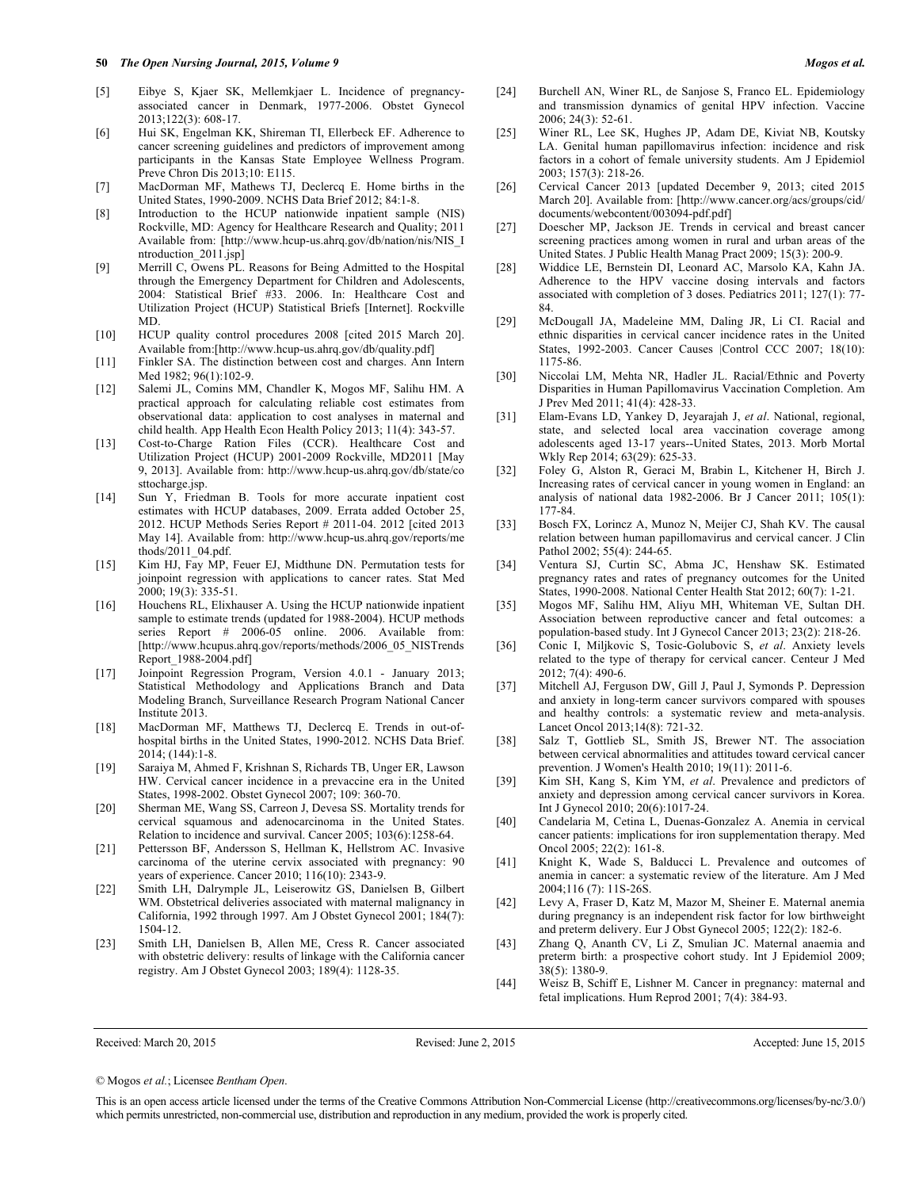[5] Eibye S, Kjaer SK, Mellemkjaer L. Incidence of pregnancy-associated cancer in Denmark, 1977-2006. Obstet Gynecol 2013;122(3): 608-17.

[6] Hui SK, Engelman KK, Shireman TI, Ellerbeck EF. Adherence to cancer screening guidelines and predictors of improvement among participants in the Kansas State Employee Wellness Program. Preve Chron Dis 2013;10: E115.

[7] MacDorman MF, Mathews TJ, Declercq E. Home births in the United States, 1990-2009. NCHS Data Brief 2012; 84:1-8.

[8] Introduction to the HCUP nationwide inpatient sample (NIS) Rockville, MD: Agency for Healthcare Research and Quality; 2011 Available from: [http://www.hcup-us.ahrq.gov/db/nation/nis/NIS_Introduction_2011.jsp]

[9] Merrill C, Owens PL. Reasons for Being Admitted to the Hospital through the Emergency Department for Children and Adolescents, 2004: Statistical Brief #33. 2006. In: Healthcare Cost and Utilization Project (HCUP) Statistical Briefs [Internet]. Rockville MD.

[10] HCUP quality control procedures 2008 [cited 2015 March 20]. Available from:[http://www.hcup-us.ahrq.gov/db/quality.pdf]

[11] Finkler SA. The distinction between cost and charges. Ann Intern Med 1982; 96(1):102-9.

[12] Salemi JL, Comins MM, Chandler K, Mogos MF, Salihu HM. A practical approach for calculating reliable cost estimates from observational data: application to cost analyses in maternal and child health. App Health Econ Health Policy 2013; 11(4): 343-57.

[13] Cost-to-Charge Ration Files (CCR). Healthcare Cost and Utilization Project (HCUP) 2001-2009 Rockville, MD2011 [May 9, 2013]. Available from: http://www.hcup-us.ahrq.gov/db/state/costtocharge.jsp.

[14] Sun Y, Friedman B. Tools for more accurate inpatient cost estimates with HCUP databases, 2009. Errata added October 25, 2012. HCUP Methods Series Report # 2011-04. 2012 [cited 2013 May 14]. Available from: http://www.hcup-us.ahrq.gov/reports/methods/2011_04.pdf.

[15] Kim HJ, Fay MP, Feuer EJ, Midthune DN. Permutation tests for joinpoint regression with applications to cancer rates. Stat Med 2000; 19(3): 335-51.

[16] Houchens RL, Elixhauser A. Using the HCUP nationwide inpatient sample to estimate trends (updated for 1988-2004). HCUP methods series Report # 2006-05 online. 2006. Available from: [http://www.hcupus.ahrq.gov/reports/methods/2006_05_NISTrendsReport_1988-2004.pdf]

[17] Joinpoint Regression Program, Version 4.0.1 - January 2013; Statistical Methodology and Applications Branch and Data Modeling Branch, Surveillance Research Program National Cancer Institute 2013.

[18] MacDorman MF, Matthews TJ, Declercq E. Trends in out-of-hospital births in the United States, 1990-2012. NCHS Data Brief. 2014; (144):1-8.

[19] Saraiya M, Ahmed F, Krishnan S, Richards TB, Unger ER, Lawson HW. Cervical cancer incidence in a prevaccine era in the United States, 1998-2002. Obstet Gynecol 2007; 109: 360-70.

[20] Sherman ME, Wang SS, Carreon J, Devesa SS. Mortality trends for cervical squamous and adenocarcinoma in the United States. Relation to incidence and survival. Cancer 2005; 103(6):1258-64.

[21] Pettersson BF, Andersson S, Hellman K, Hellstrom AC. Invasive carcinoma of the uterine cervix associated with pregnancy: 90 years of experience. Cancer 2010; 116(10): 2343-9.

[22] Smith LH, Dalrymple JL, Leiserowitz GS, Danielsen B, Gilbert WM. Obstetrical deliveries associated with maternal malignancy in California, 1992 through 1997. Am J Obstet Gynecol 2001; 184(7): 1504-12.

[23] Smith LH, Danielsen B, Allen ME, Cress R. Cancer associated with obstetric delivery: results of linkage with the California cancer registry. Am J Obstet Gynecol 2003; 189(4): 1128-35.

[24] Burchell AN, Winer RL, de Sanjose S, Franco EL. Epidemiology and transmission dynamics of genital HPV infection. Vaccine 2006; 24(3): 52-61.

[25] Winer RL, Lee SK, Hughes JP, Adam DE, Kiviat NB, Koutsky LA. Genital human papillomavirus infection: incidence and risk factors in a cohort of female university students. Am J Epidemiol 2003; 157(3): 218-26.

[26] Cervical Cancer 2013 [updated December 9, 2013; cited 2015 March 20]. Available from: [http://www.cancer.org/acs/groups/cid/documents/webcontent/003094-pdf.pdf]

[27] Doescher MP, Jackson JE. Trends in cervical and breast cancer screening practices among women in rural and urban areas of the United States. J Public Health Manag Pract 2009; 15(3): 200-9.

[28] Widdice LE, Bernstein DI, Leonard AC, Marsolo KA, Kahn JA. Adherence to the HPV vaccine dosing intervals and factors associated with completion of 3 doses. Pediatrics 2011; 127(1): 77-84.

[29] McDougall JA, Madeleine MM, Daling JR, Li CI. Racial and ethnic disparities in cervical cancer incidence rates in the United States, 1992-2003. Cancer Causes |Control CCC 2007; 18(10): 1175-86.

[30] Niccolai LM, Mehta NR, Hadler JL. Racial/Ethnic and Poverty Disparities in Human Papillomavirus Vaccination Completion. Am J Prev Med 2011; 41(4): 428-33.

[31] Elam-Evans LD, Yankey D, Jeyarajah J, *et al*. National, regional, state, and selected local area vaccination coverage among adolescents aged 13-17 years--United States, 2013. Morb Mortal Wkly Rep 2014; 63(29): 625-33.

[32] Foley G, Alston R, Geraci M, Brabin L, Kitchener H, Birch J. Increasing rates of cervical cancer in young women in England: an analysis of national data 1982-2006. Br J Cancer 2011; 105(1): 177-84.

[33] Bosch FX, Lorincz A, Munoz N, Meijer CJ, Shah KV. The causal relation between human papillomavirus and cervical cancer. J Clin Pathol 2002; 55(4): 244-65.

[34] Ventura SJ, Curtin SC, Abma JC, Henshaw SK. Estimated pregnancy rates and rates of pregnancy outcomes for the United States, 1990-2008. National Center Health Stat 2012; 60(7): 1-21.

[35] Mogos MF, Salihu HM, Aliyu MH, Whiteman VE, Sultan DH. Association between reproductive cancer and fetal outcomes: a population-based study. Int J Gynecol Cancer 2013; 23(2): 218-26.

[36] Conic I, Miljkovic S, Tosic-Golubovic S, *et al*. Anxiety levels related to the type of therapy for cervical cancer. Centeur J Med 2012; 7(4): 490-6.

[37] Mitchell AJ, Ferguson DW, Gill J, Paul J, Symonds P. Depression and anxiety in long-term cancer survivors compared with spouses and healthy controls: a systematic review and meta-analysis. Lancet Oncol 2013;14(8): 721-32.

[38] Salz T, Gottlieb SL, Smith JS, Brewer NT. The association between cervical abnormalities and attitudes toward cervical cancer prevention. J Women's Health 2010; 19(11): 2011-6.

[39] Kim SH, Kang S, Kim YM, *et al*. Prevalence and predictors of anxiety and depression among cervical cancer survivors in Korea. Int J Gynecol Cancer 2010; 20(6):1017-24.

[40] Candelaria M, Cetina L, Duenas-Gonzalez A. Anemia in cervical cancer patients: implications for iron supplementation therapy. Med Oncol 2005; 22(2): 161-8.

[41] Knight K, Wade S, Balducci L. Prevalence and outcomes of anemia in cancer: a systematic review of the literature. Am J Med 2004;116 (7): 11S-26S.

[42] Levy A, Fraser D, Katz M, Mazor M, Sheiner E. Maternal anemia during pregnancy is an independent risk factor for low birthweight and preterm delivery. Eur J Obst Gynecol 2005; 122(2): 182-6.

[43] Zhang Q, Ananth CV, Li Z, Smulian JC. Maternal anaemia and preterm birth: a prospective cohort study. Int J Epidemiol 2009; 38(5): 1380-9.

[44] Weisz B, Schiff E, Lishner M. Cancer in pregnancy: maternal and fetal implications. Hum Reprod 2001; 7(4): 384-93.

Received: March 20, 2015 Revised: June 2, 2015 Accepted: June 15, 2015

© Mogos *et al.*; Licensee *Bentham Open*.

This is an open access article licensed under the terms of the Creative Commons Attribution Non-Commercial License (http://creativecommons.org/licenses/by-nc/3.0/) which permits unrestricted, non-commercial use, distribution and reproduction in any medium, provided the work is properly cited.